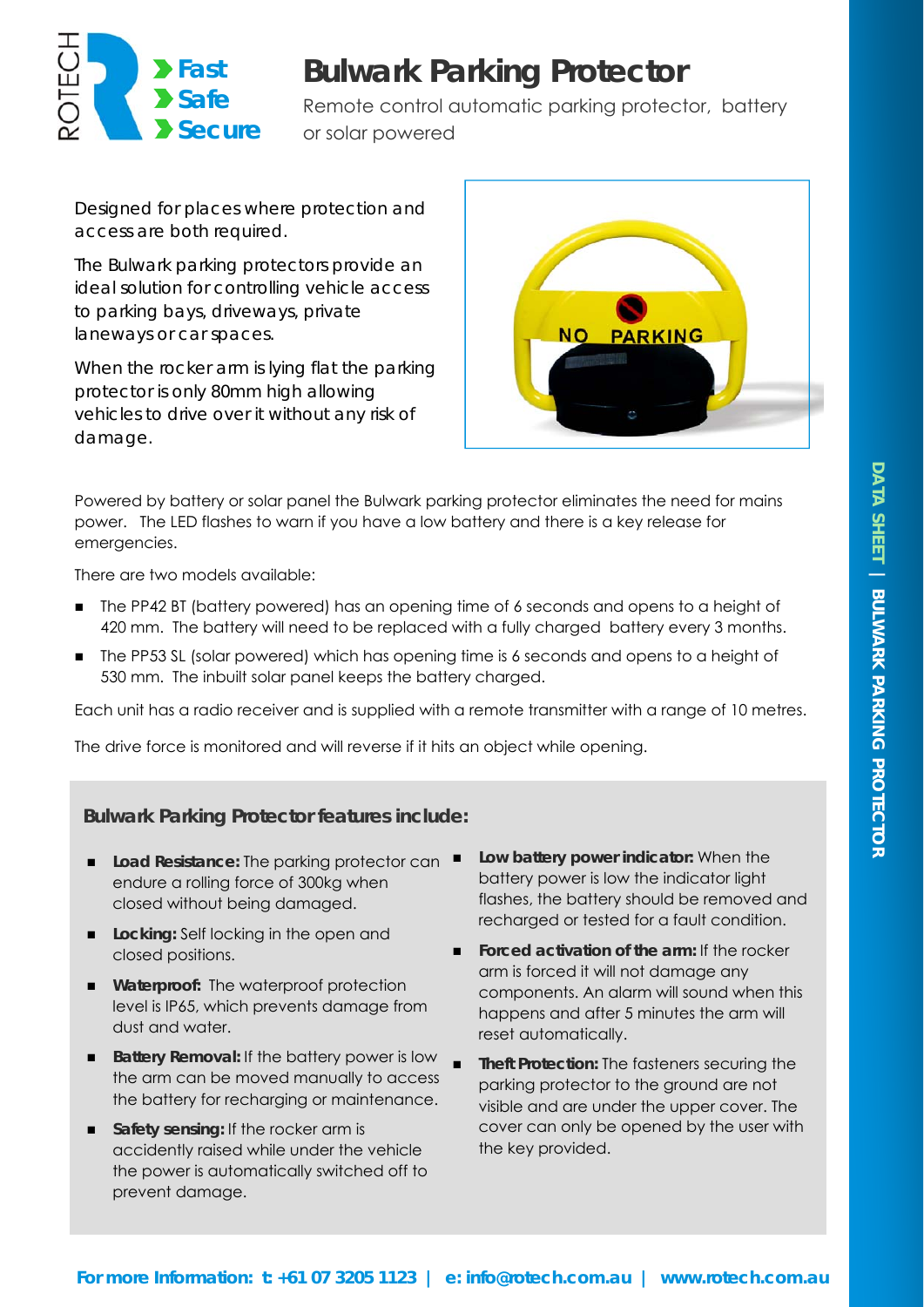ROTECH

**› Fast**
**› Safe**
**› Secure**

# Bulwark Parking Protector

Remote control automatic parking protector, battery or solar powered

Designed for places where protection and access are both required.

The Bulwark parking protectors provide an ideal solution for controlling vehicle access to parking bays, driveways, private laneways or car spaces.

When the rocker arm is lying flat the parking protector is only 80mm high allowing vehicles to drive over it without any risk of damage.

Powered by battery or solar panel the Bulwark parking protector eliminates the need for mains power. The LED flashes to warn if you have a low battery and there is a key release for emergencies.

There are two models available:

- The PP42 BT (battery powered) has an opening time of 6 seconds and opens to a height of 420 mm. The battery will need to be replaced with a fully charged battery every 3 months.
- The PP53 SL (solar powered) which has opening time is 6 seconds and opens to a height of 530 mm. The inbuilt solar panel keeps the battery charged.

Each unit has a radio receiver and is supplied with a remote transmitter with a range of 10 metres.

The drive force is monitored and will reverse if it hits an object while opening.

### Bulwark Parking Protector features include:

- **Load Resistance:** The parking protector can endure a rolling force of 300kg when closed without being damaged.
- **Locking:** Self locking in the open and closed positions.
- **Waterproof:** The waterproof protection level is IP65, which prevents damage from dust and water.
- **Battery Removal:** If the battery power is low the arm can be moved manually to access the battery for recharging or maintenance.
- **Safety sensing:** If the rocker arm is accidently raised while under the vehicle the power is automatically switched off to prevent damage.
- **Low battery power indicator:** When the battery power is low the indicator light flashes, the battery should be removed and recharged or tested for a fault condition.
- **Forced activation of the arm:** If the rocker arm is forced it will not damage any components. An alarm will sound when this happens and after 5 minutes the arm will reset automatically.
- **Theft Protection:** The fasteners securing the parking protector to the ground are not visible and are under the upper cover. The cover can only be opened by the user with the key provided.

**For more Information: t: +61 07 3205 1123 | e: info@rotech.com.au | www.rotech.com.au**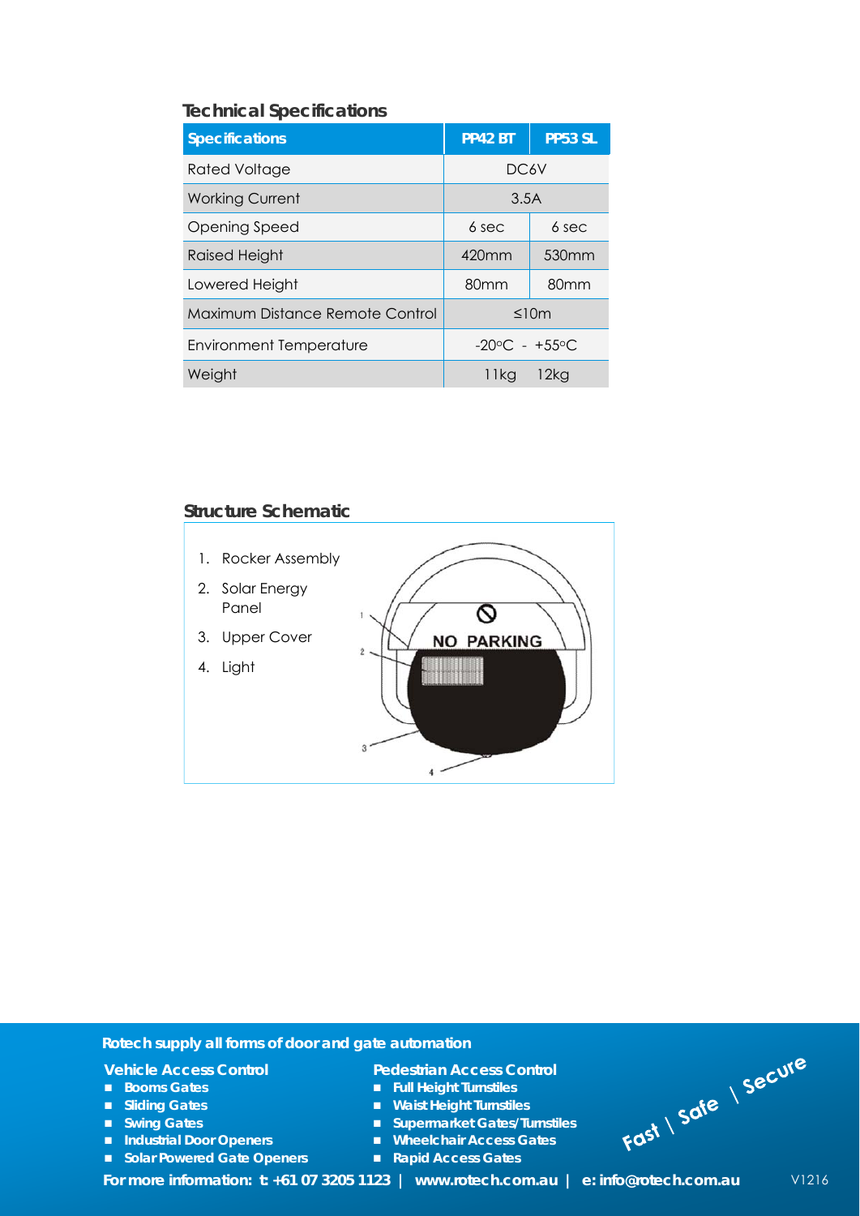## Technical Specifications

| Specifications | PP42 BT | PP53 SL |
|---|---|---|
| Rated Voltage | DC6V | |
| Working Current | 3.5A | |
| Opening Speed | 6 sec | 6 sec |
| Raised Height | 420mm | 530mm |
| Lowered Height | 80mm | 80mm |
| Maximum Distance Remote Control | ≤10m | |
| Environment Temperature | -20°C - +55°C | |
| Weight | 11kg | 12kg |

## Structure Schematic

1. Rocker Assembly
2. Solar Energy Panel
3. Upper Cover
4. Light

NO PARKING

1

2

3

4

**Rotech supply all forms of door and gate automation**

**Vehicle Access Control**

- **Booms Gates**
- **Sliding Gates**
- **Swing Gates**
- **Industrial Door Openers**
- **Solar Powered Gate Openers**

**Pedestrian Access Control**

- **Full Height Turnstiles**
- **Waist Height Turnstiles**
- **Supermarket Gates/Turnstiles**
- **Wheelchair Access Gates**
- **Rapid Access Gates**

*Fast | Safe | Secure*

**For more information: t: +61 07 3205 1123 | www.rotech.com.au | e: info@rotech.com.au**

V1216